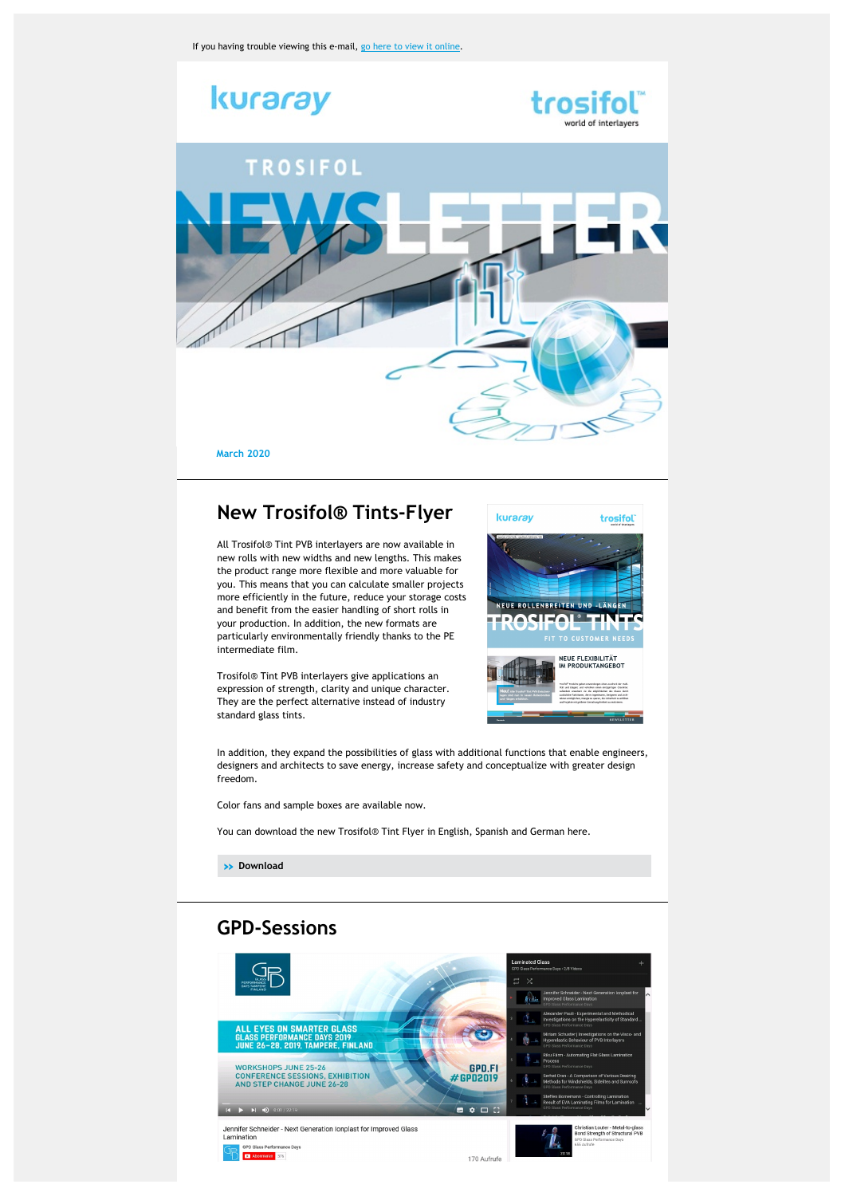If you having trouble viewing this e-mail, go here to view it online.

kuraray

trosifol™
world of interlayers

TROSIFOL
NEWSLETTER

March 2020

## New Trosifol® Tints-Flyer

All Trosifol® Tint PVB interlayers are now available in new rolls with new widths and new lengths. This makes the product range more flexible and more valuable for you. This means that you can calculate smaller projects more efficiently in the future, reduce your storage costs and benefit from the easier handling of short rolls in your production. In addition, the new formats are particularly environmentally friendly thanks to the PE intermediate film.

Trosifol® Tint PVB interlayers give applications an expression of strength, clarity and unique character. They are the perfect alternative instead of industry standard glass tints.

In addition, they expand the possibilities of glass with additional functions that enable engineers, designers and architects to save energy, increase safety and conceptualize with greater design freedom.

Color fans and sample boxes are available now.

You can download the new Trosifol® Tint Flyer in English, Spanish and German here.

>> Download

## GPD-Sessions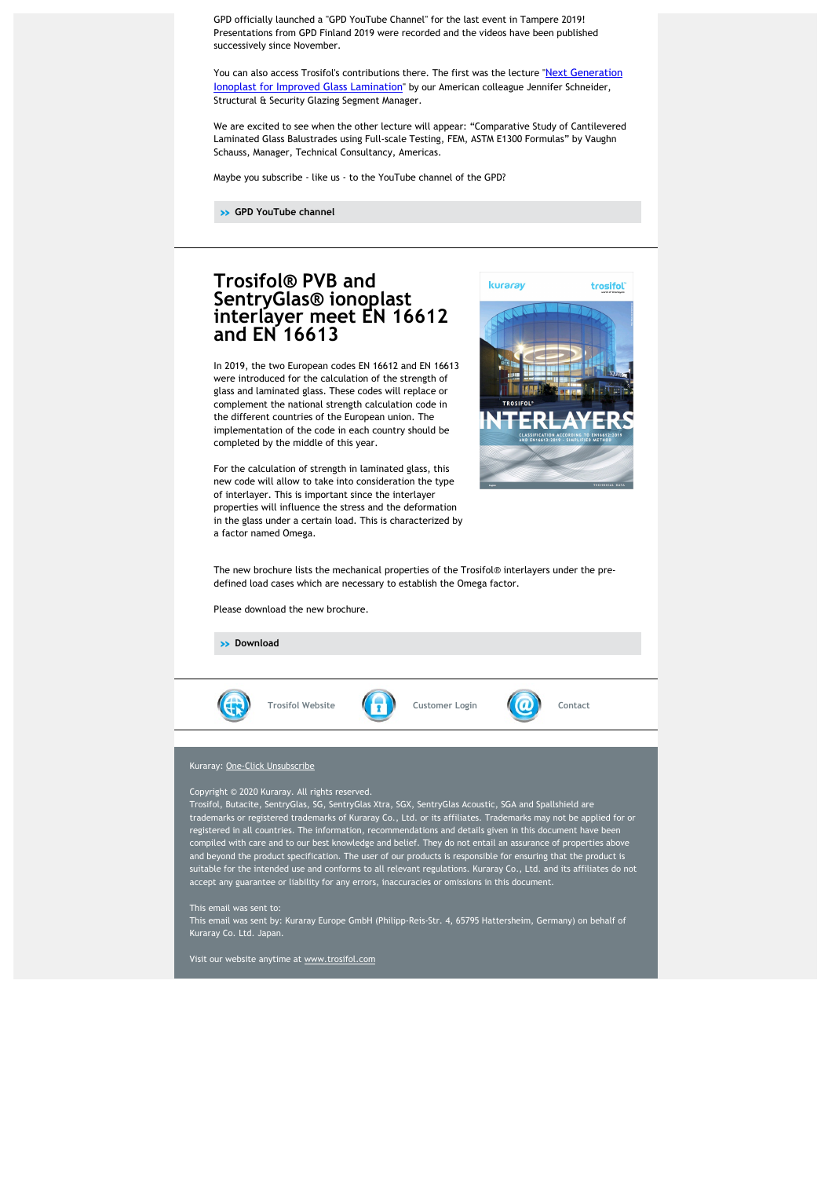GPD officially launched a "GPD YouTube Channel" for the last event in Tampere 2019! Presentations from GPD Finland 2019 were recorded and the videos have been published successively since November.

You can also access Trosifol's contributions there. The first was the lecture "Next Generation Ionoplast for Improved Glass Lamination" by our American colleague Jennifer Schneider, Structural & Security Glazing Segment Manager.

We are excited to see when the other lecture will appear: "Comparative Study of Cantilevered Laminated Glass Balustrades using Full-scale Testing, FEM, ASTM E1300 Formulas" by Vaughn Schauss, Manager, Technical Consultancy, Americas.

Maybe you subscribe - like us - to the YouTube channel of the GPD?

**>> GPD YouTube channel**

---

# Trosifol® PVB and SentryGlas® ionoplast interlayer meet EN 16612 and EN 16613

In 2019, the two European codes EN 16612 and EN 16613 were introduced for the calculation of the strength of glass and laminated glass. These codes will replace or complement the national strength calculation code in the different countries of the European union. The implementation of the code in each country should be completed by the middle of this year.

For the calculation of strength in laminated glass, this new code will allow to take into consideration the type of interlayer. This is important since the interlayer properties will influence the stress and the deformation in the glass under a certain load. This is characterized by a factor named Omega.

The new brochure lists the mechanical properties of the Trosifol® interlayers under the pre-defined load cases which are necessary to establish the Omega factor.

Please download the new brochure.

**>> Download**

---

Trosifol Website | Customer Login | Contact

---

Kuraray: One-Click Unsubscribe

Copyright © 2020 Kuraray. All rights reserved.
Trosifol, Butacite, SentryGlas, SG, SentryGlas Xtra, SGX, SentryGlas Acoustic, SGA and Spallshield are trademarks or registered trademarks of Kuraray Co., Ltd. or its affiliates. Trademarks may not be applied for or registered in all countries. The information, recommendations and details given in this document have been compiled with care and to our best knowledge and belief. They do not entail an assurance of properties above and beyond the product specification. The user of our products is responsible for ensuring that the product is suitable for the intended use and conforms to all relevant regulations. Kuraray Co., Ltd. and its affiliates do not accept any guarantee or liability for any errors, inaccuracies or omissions in this document.

This email was sent to:
This email was sent by: Kuraray Europe GmbH (Philipp-Reis-Str. 4, 65795 Hattersheim, Germany) on behalf of Kuraray Co. Ltd. Japan.

Visit our website anytime at www.trosifol.com